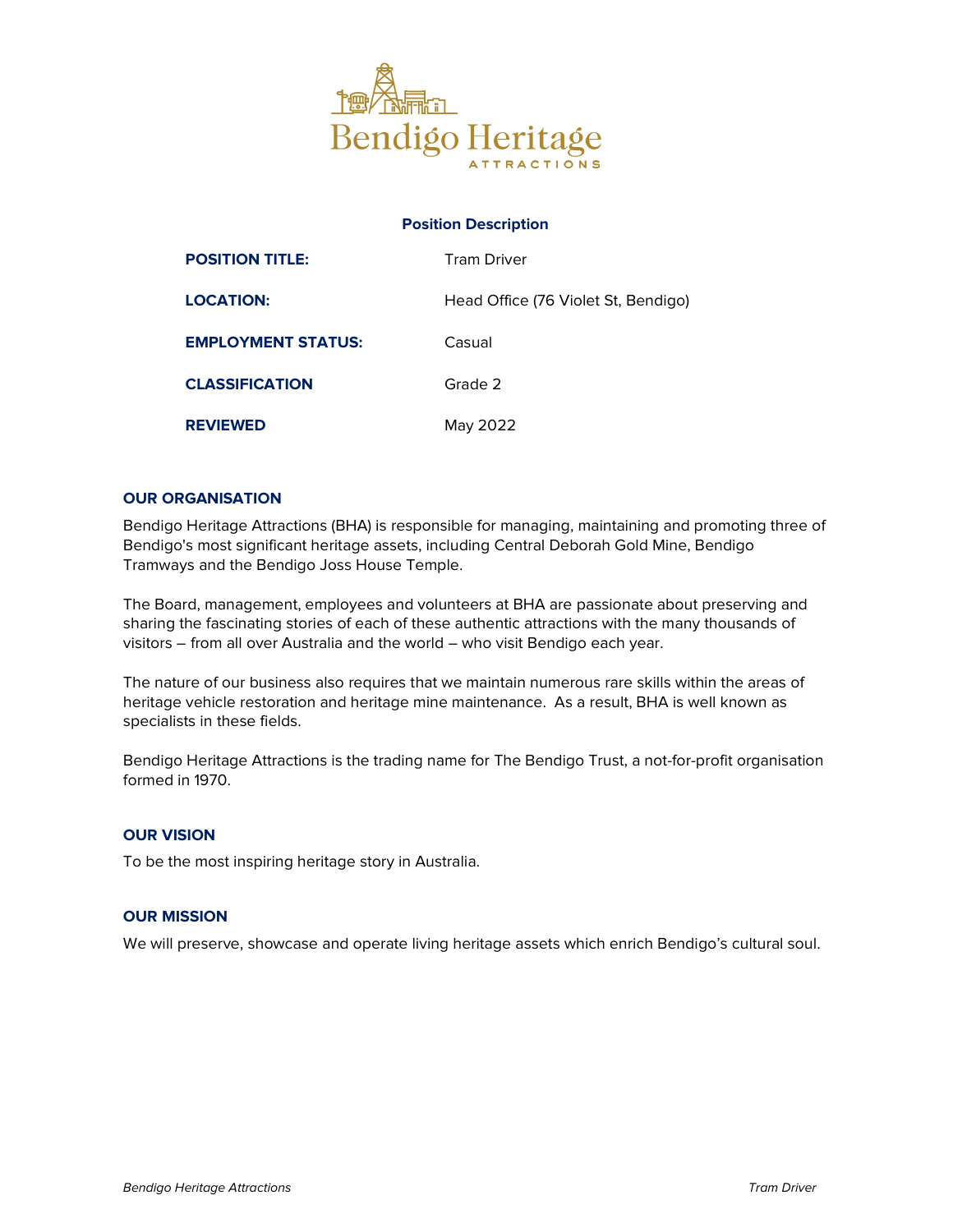Bendigo Heritage

ATTRACTIONS

**Position Description**

| | |
|---|---|
| **POSITION TITLE:** | Tram Driver |
| **LOCATION:** | Head Office (76 Violet St, Bendigo) |
| **EMPLOYMENT STATUS:** | Casual |
| **CLASSIFICATION** | Grade 2 |
| **REVIEWED** | May 2022 |

## OUR ORGANISATION

Bendigo Heritage Attractions (BHA) is responsible for managing, maintaining and promoting three of Bendigo's most significant heritage assets, including Central Deborah Gold Mine, Bendigo Tramways and the Bendigo Joss House Temple.

The Board, management, employees and volunteers at BHA are passionate about preserving and sharing the fascinating stories of each of these authentic attractions with the many thousands of visitors – from all over Australia and the world – who visit Bendigo each year.

The nature of our business also requires that we maintain numerous rare skills within the areas of heritage vehicle restoration and heritage mine maintenance. As a result, BHA is well known as specialists in these fields.

Bendigo Heritage Attractions is the trading name for The Bendigo Trust, a not-for-profit organisation formed in 1970.

## OUR VISION

To be the most inspiring heritage story in Australia.

## OUR MISSION

We will preserve, showcase and operate living heritage assets which enrich Bendigo's cultural soul.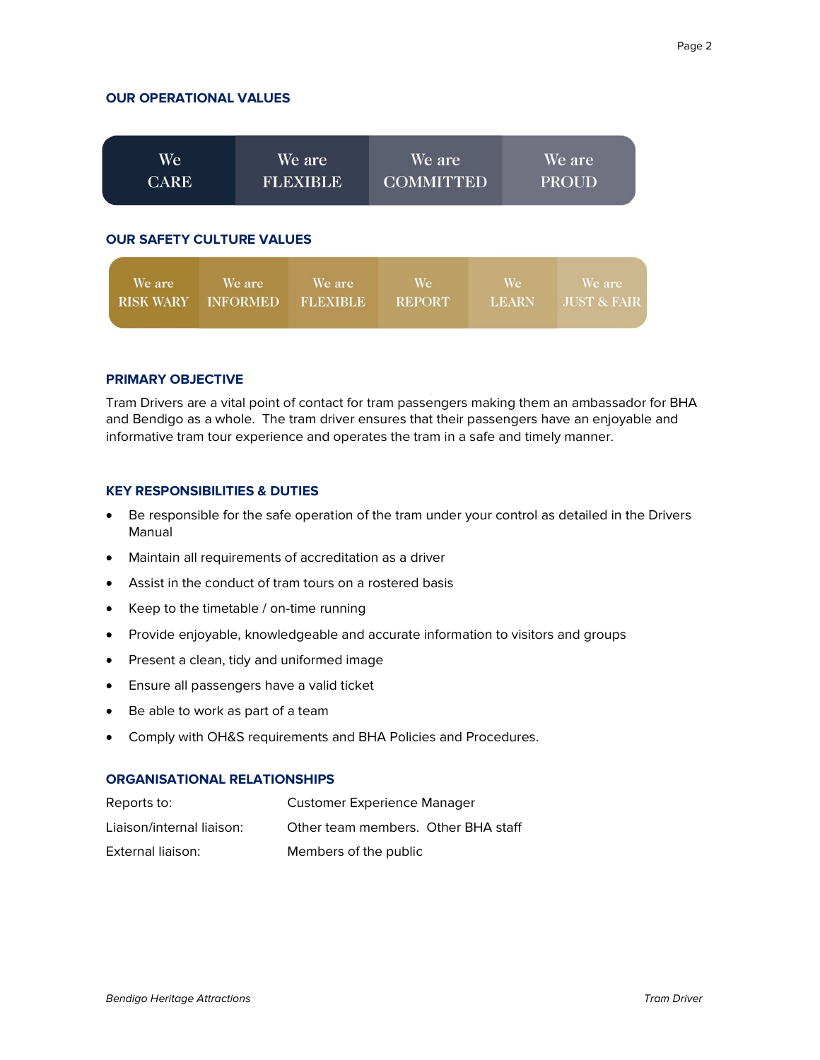## OUR OPERATIONAL VALUES

| We CARE | We are FLEXIBLE | We are COMMITTED | We are PROUD |
|---|---|---|---|

## OUR SAFETY CULTURE VALUES

| We are RISK WARY | We are INFORMED | We are FLEXIBLE | We REPORT | We LEARN | We are JUST & FAIR |
|---|---|---|---|---|---|

## PRIMARY OBJECTIVE

Tram Drivers are a vital point of contact for tram passengers making them an ambassador for BHA and Bendigo as a whole. The tram driver ensures that their passengers have an enjoyable and informative tram tour experience and operates the tram in a safe and timely manner.

## KEY RESPONSIBILITIES & DUTIES

- Be responsible for the safe operation of the tram under your control as detailed in the Drivers Manual
- Maintain all requirements of accreditation as a driver
- Assist in the conduct of tram tours on a rostered basis
- Keep to the timetable / on-time running
- Provide enjoyable, knowledgeable and accurate information to visitors and groups
- Present a clean, tidy and uniformed image
- Ensure all passengers have a valid ticket
- Be able to work as part of a team
- Comply with OH&S requirements and BHA Policies and Procedures.

## ORGANISATIONAL RELATIONSHIPS

| | |
|---|---|
| Reports to: | Customer Experience Manager |
| Liaison/internal liaison: | Other team members. Other BHA staff |
| External liaison: | Members of the public |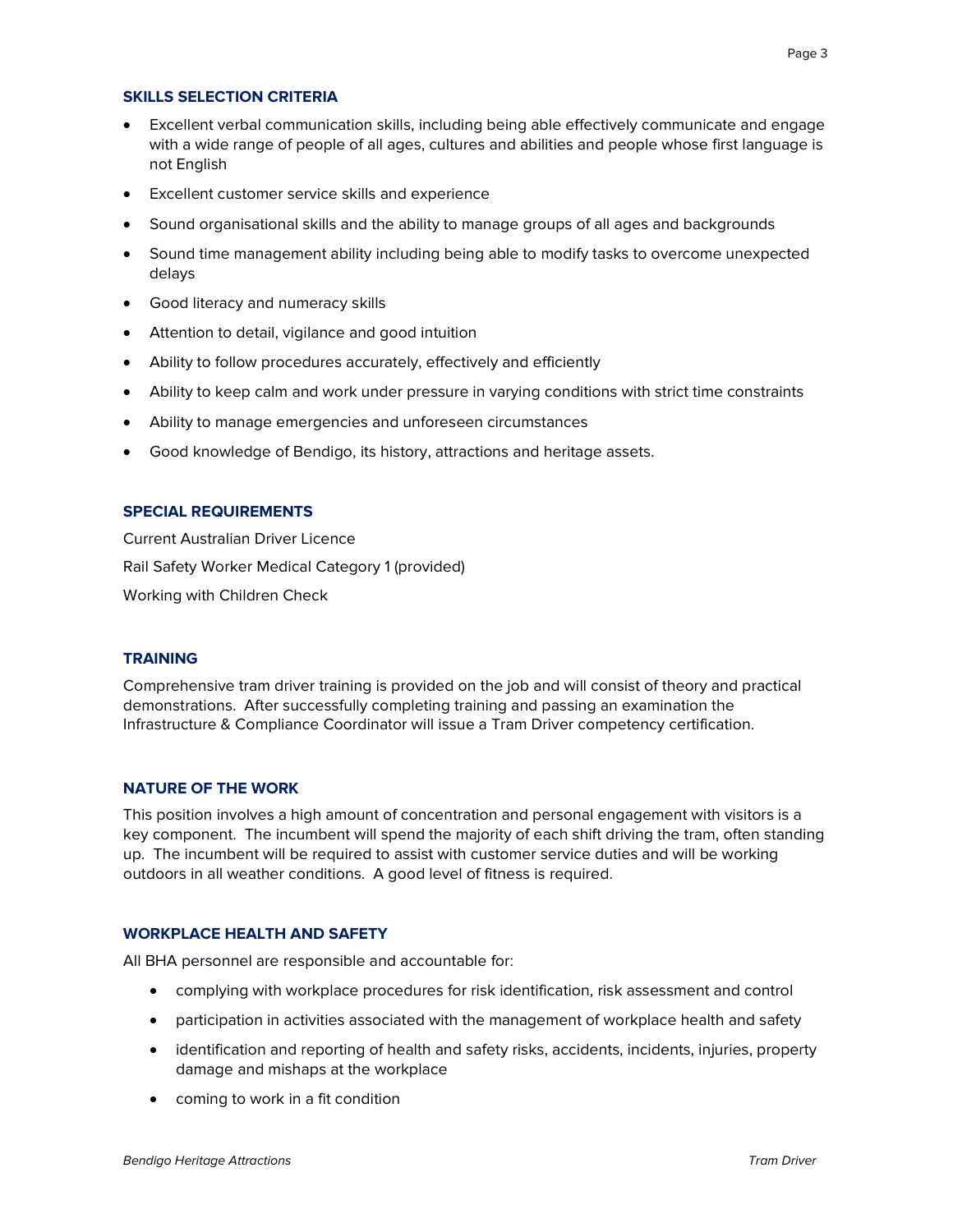## SKILLS SELECTION CRITERIA

- Excellent verbal communication skills, including being able effectively communicate and engage with a wide range of people of all ages, cultures and abilities and people whose first language is not English
- Excellent customer service skills and experience
- Sound organisational skills and the ability to manage groups of all ages and backgrounds
- Sound time management ability including being able to modify tasks to overcome unexpected delays
- Good literacy and numeracy skills
- Attention to detail, vigilance and good intuition
- Ability to follow procedures accurately, effectively and efficiently
- Ability to keep calm and work under pressure in varying conditions with strict time constraints
- Ability to manage emergencies and unforeseen circumstances
- Good knowledge of Bendigo, its history, attractions and heritage assets.

## SPECIAL REQUIREMENTS

Current Australian Driver Licence

Rail Safety Worker Medical Category 1 (provided)

Working with Children Check

## TRAINING

Comprehensive tram driver training is provided on the job and will consist of theory and practical demonstrations. After successfully completing training and passing an examination the Infrastructure & Compliance Coordinator will issue a Tram Driver competency certification.

## NATURE OF THE WORK

This position involves a high amount of concentration and personal engagement with visitors is a key component. The incumbent will spend the majority of each shift driving the tram, often standing up. The incumbent will be required to assist with customer service duties and will be working outdoors in all weather conditions. A good level of fitness is required.

## WORKPLACE HEALTH AND SAFETY

All BHA personnel are responsible and accountable for:

- complying with workplace procedures for risk identification, risk assessment and control
- participation in activities associated with the management of workplace health and safety
- identification and reporting of health and safety risks, accidents, incidents, injuries, property damage and mishaps at the workplace
- coming to work in a fit condition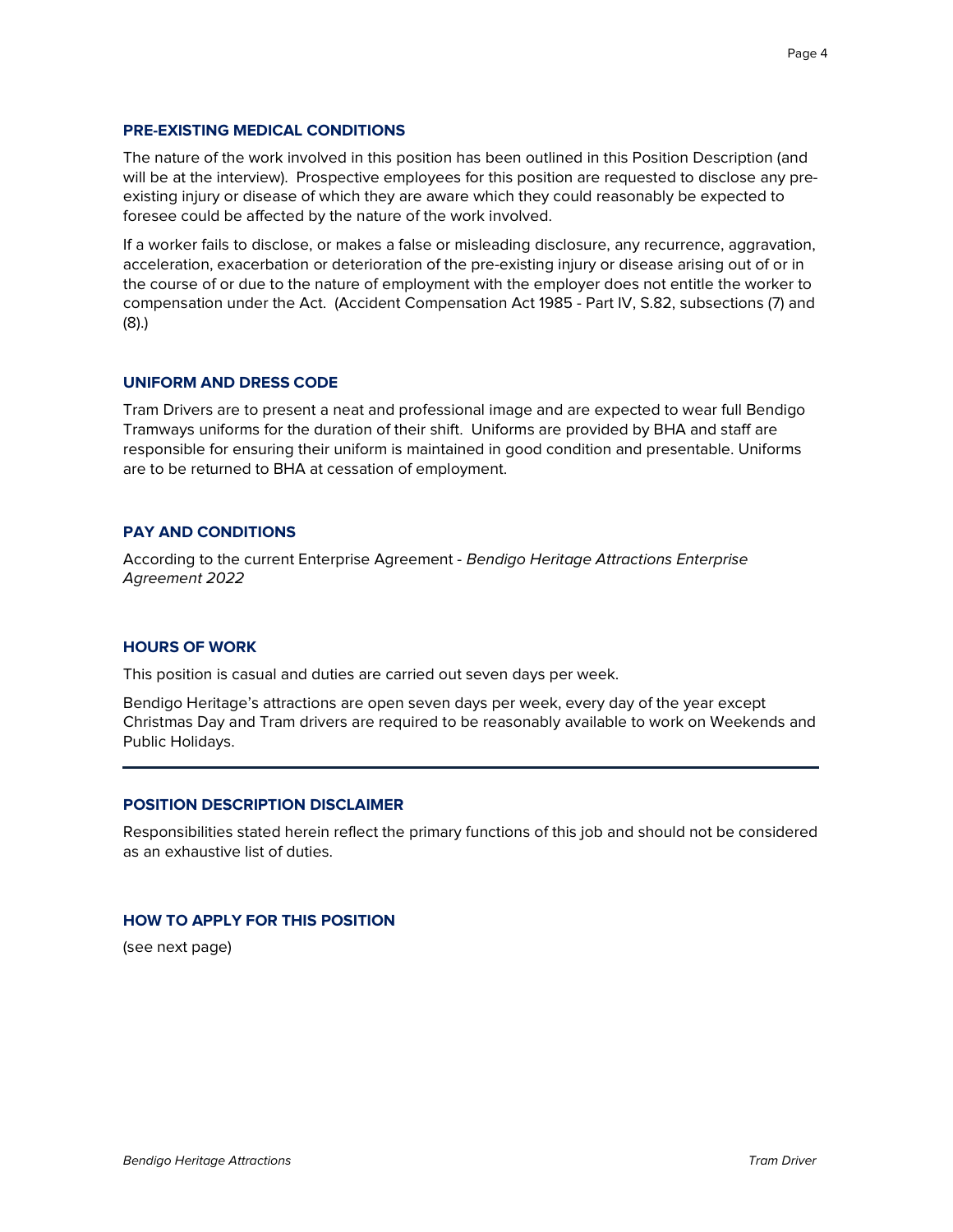## PRE-EXISTING MEDICAL CONDITIONS

The nature of the work involved in this position has been outlined in this Position Description (and will be at the interview). Prospective employees for this position are requested to disclose any pre-existing injury or disease of which they are aware which they could reasonably be expected to foresee could be affected by the nature of the work involved.

If a worker fails to disclose, or makes a false or misleading disclosure, any recurrence, aggravation, acceleration, exacerbation or deterioration of the pre-existing injury or disease arising out of or in the course of or due to the nature of employment with the employer does not entitle the worker to compensation under the Act. (Accident Compensation Act 1985 - Part IV, S.82, subsections (7) and (8).)

## UNIFORM AND DRESS CODE

Tram Drivers are to present a neat and professional image and are expected to wear full Bendigo Tramways uniforms for the duration of their shift. Uniforms are provided by BHA and staff are responsible for ensuring their uniform is maintained in good condition and presentable. Uniforms are to be returned to BHA at cessation of employment.

## PAY AND CONDITIONS

According to the current Enterprise Agreement - *Bendigo Heritage Attractions Enterprise Agreement 2022*

## HOURS OF WORK

This position is casual and duties are carried out seven days per week.

Bendigo Heritage's attractions are open seven days per week, every day of the year except Christmas Day and Tram drivers are required to be reasonably available to work on Weekends and Public Holidays.

---

## POSITION DESCRIPTION DISCLAIMER

Responsibilities stated herein reflect the primary functions of this job and should not be considered as an exhaustive list of duties.

## HOW TO APPLY FOR THIS POSITION

(see next page)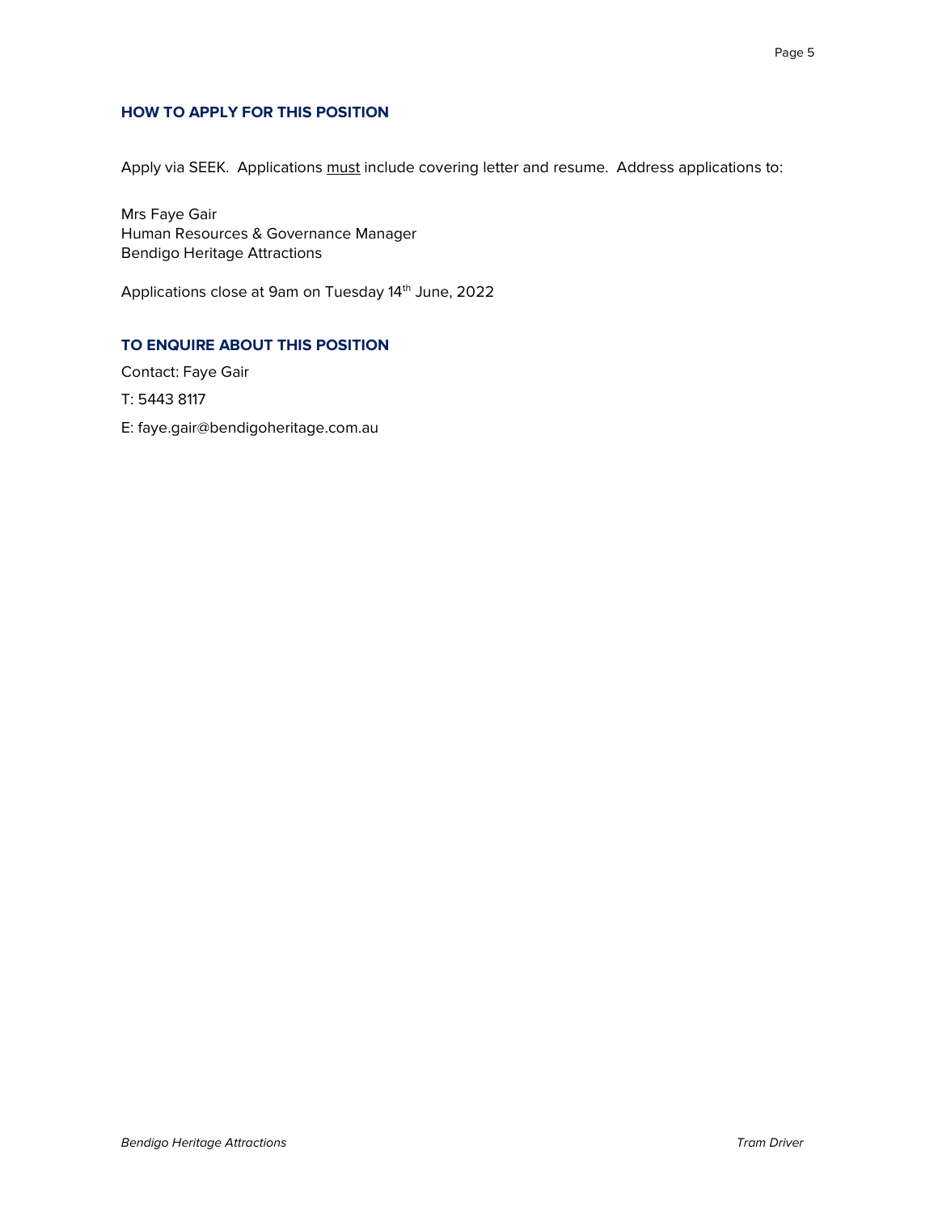## HOW TO APPLY FOR THIS POSITION

Apply via SEEK. Applications <u>must</u> include covering letter and resume. Address applications to:

Mrs Faye Gair
Human Resources & Governance Manager
Bendigo Heritage Attractions

Applications close at 9am on Tuesday 14th June, 2022

## TO ENQUIRE ABOUT THIS POSITION

Contact: Faye Gair

T: 5443 8117

E: faye.gair@bendigoheritage.com.au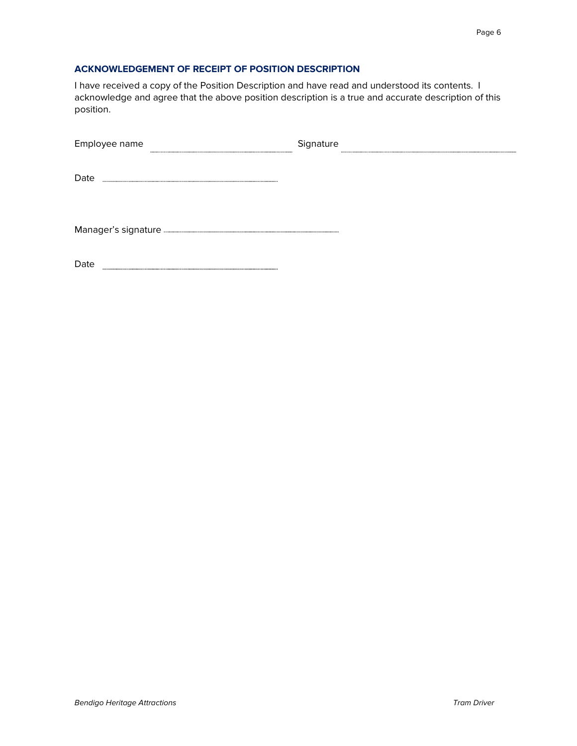## ACKNOWLEDGEMENT OF RECEIPT OF POSITION DESCRIPTION

I have received a copy of the Position Description and have read and understood its contents. I acknowledge and agree that the above position description is a true and accurate description of this position.

Employee name ........................................ Signature ........................................

Date ........................................

Manager's signature ........................................

Date ........................................